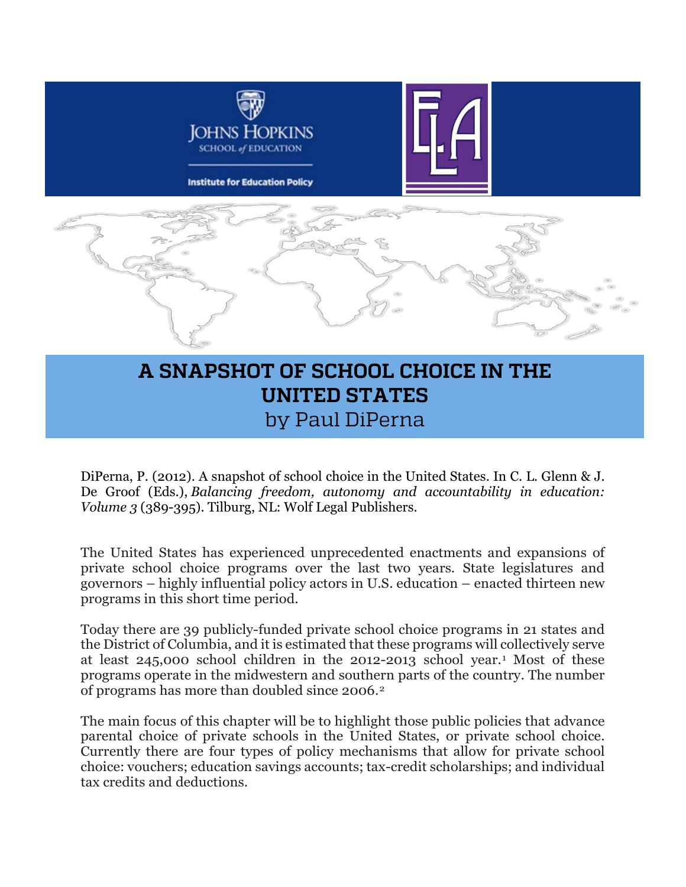Johns Hopkins School of Education

Institute for Education Policy

# A SNAPSHOT OF SCHOOL CHOICE IN THE UNITED STATES

by Paul DiPerna

DiPerna, P. (2012). A snapshot of school choice in the United States. In C. L. Glenn & J. De Groof (Eds.), *Balancing freedom, autonomy and accountability in education: Volume 3* (389-395). Tilburg, NL: Wolf Legal Publishers.

The United States has experienced unprecedented enactments and expansions of private school choice programs over the last two years. State legislatures and governors – highly influential policy actors in U.S. education – enacted thirteen new programs in this short time period.

Today there are 39 publicly-funded private school choice programs in 21 states and the District of Columbia, and it is estimated that these programs will collectively serve at least 245,000 school children in the 2012-2013 school year.[1] Most of these programs operate in the midwestern and southern parts of the country. The number of programs has more than doubled since 2006.[2]

The main focus of this chapter will be to highlight those public policies that advance parental choice of private schools in the United States, or private school choice. Currently there are four types of policy mechanisms that allow for private school choice: vouchers; education savings accounts; tax-credit scholarships; and individual tax credits and deductions.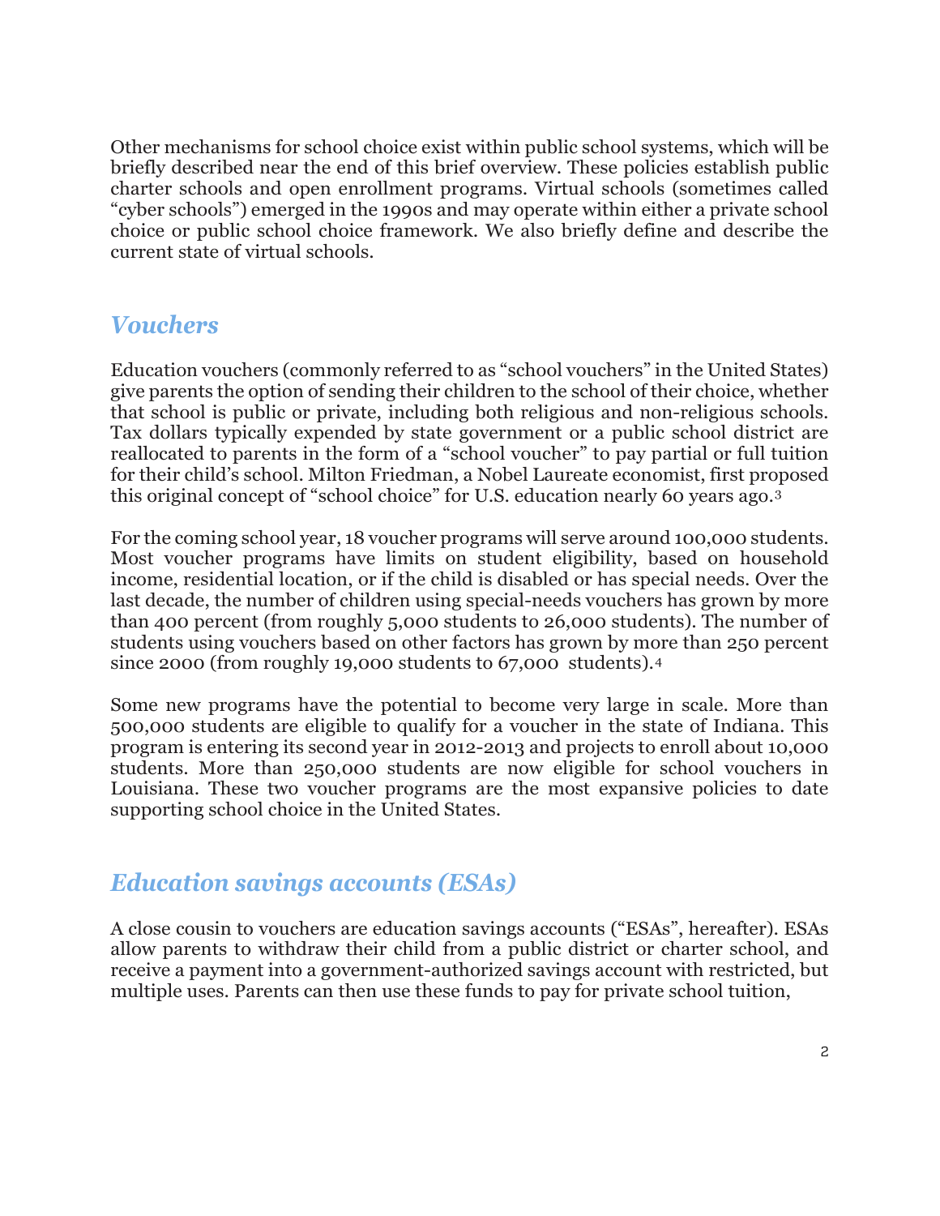Other mechanisms for school choice exist within public school systems, which will be briefly described near the end of this brief overview. These policies establish public charter schools and open enrollment programs. Virtual schools (sometimes called "cyber schools") emerged in the 1990s and may operate within either a private school choice or public school choice framework. We also briefly define and describe the current state of virtual schools.

## *Vouchers*

Education vouchers (commonly referred to as "school vouchers" in the United States) give parents the option of sending their children to the school of their choice, whether that school is public or private, including both religious and non-religious schools. Tax dollars typically expended by state government or a public school district are reallocated to parents in the form of a "school voucher" to pay partial or full tuition for their child's school. Milton Friedman, a Nobel Laureate economist, first proposed this original concept of "school choice" for U.S. education nearly 60 years ago.[3]

For the coming school year, 18 voucher programs will serve around 100,000 students. Most voucher programs have limits on student eligibility, based on household income, residential location, or if the child is disabled or has special needs. Over the last decade, the number of children using special-needs vouchers has grown by more than 400 percent (from roughly 5,000 students to 26,000 students). The number of students using vouchers based on other factors has grown by more than 250 percent since 2000 (from roughly 19,000 students to 67,000 students).[4]

Some new programs have the potential to become very large in scale. More than 500,000 students are eligible to qualify for a voucher in the state of Indiana. This program is entering its second year in 2012-2013 and projects to enroll about 10,000 students. More than 250,000 students are now eligible for school vouchers in Louisiana. These two voucher programs are the most expansive policies to date supporting school choice in the United States.

## *Education savings accounts (ESAs)*

A close cousin to vouchers are education savings accounts ("ESAs", hereafter). ESAs allow parents to withdraw their child from a public district or charter school, and receive a payment into a government-authorized savings account with restricted, but multiple uses. Parents can then use these funds to pay for private school tuition,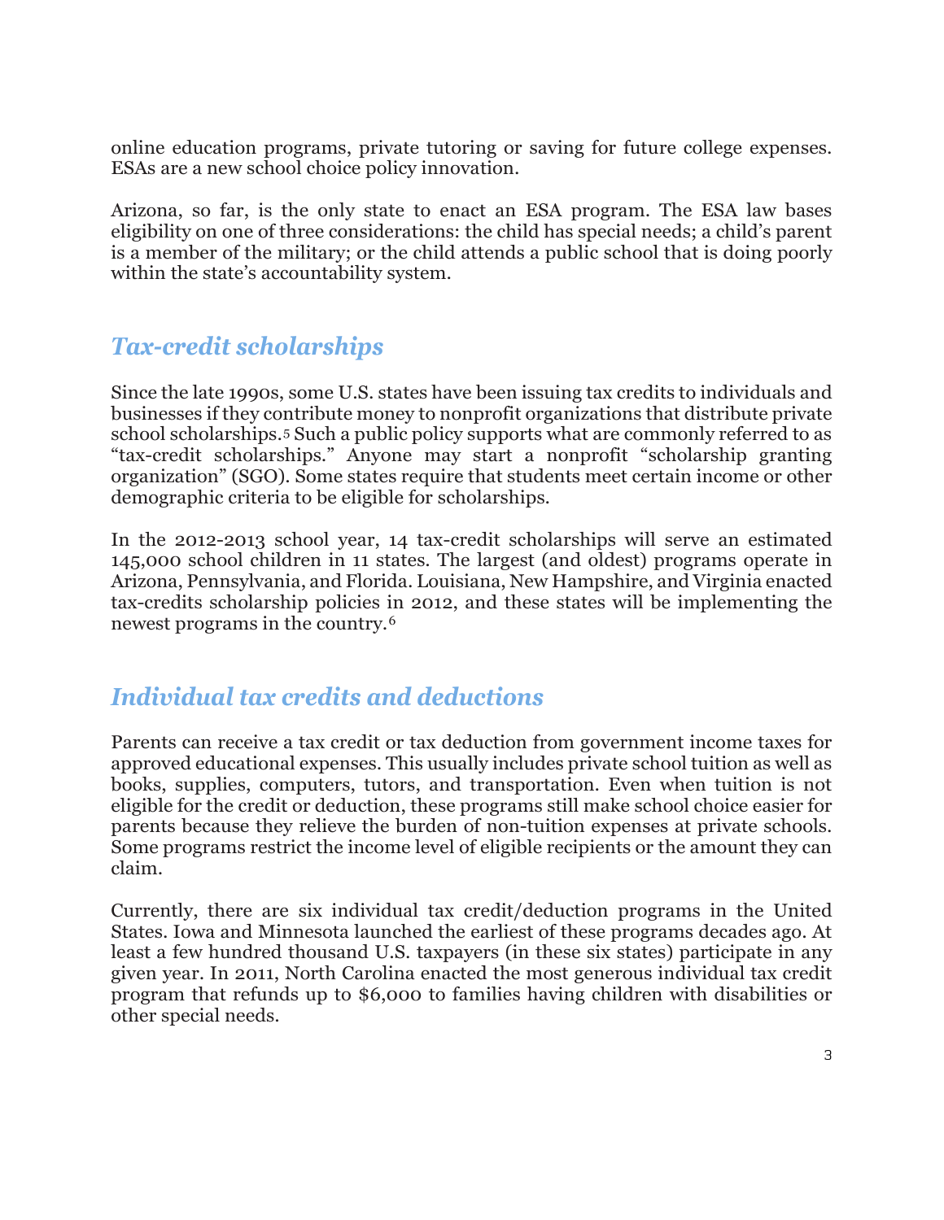online education programs, private tutoring or saving for future college expenses. ESAs are a new school choice policy innovation.

Arizona, so far, is the only state to enact an ESA program. The ESA law bases eligibility on one of three considerations: the child has special needs; a child's parent is a member of the military; or the child attends a public school that is doing poorly within the state's accountability system.

## *Tax-credit scholarships*

Since the late 1990s, some U.S. states have been issuing tax credits to individuals and businesses if they contribute money to nonprofit organizations that distribute private school scholarships.[5] Such a public policy supports what are commonly referred to as "tax-credit scholarships." Anyone may start a nonprofit "scholarship granting organization" (SGO). Some states require that students meet certain income or other demographic criteria to be eligible for scholarships.

In the 2012-2013 school year, 14 tax-credit scholarships will serve an estimated 145,000 school children in 11 states. The largest (and oldest) programs operate in Arizona, Pennsylvania, and Florida. Louisiana, New Hampshire, and Virginia enacted tax-credits scholarship policies in 2012, and these states will be implementing the newest programs in the country.[6]

## *Individual tax credits and deductions*

Parents can receive a tax credit or tax deduction from government income taxes for approved educational expenses. This usually includes private school tuition as well as books, supplies, computers, tutors, and transportation. Even when tuition is not eligible for the credit or deduction, these programs still make school choice easier for parents because they relieve the burden of non-tuition expenses at private schools. Some programs restrict the income level of eligible recipients or the amount they can claim.

Currently, there are six individual tax credit/deduction programs in the United States. Iowa and Minnesota launched the earliest of these programs decades ago. At least a few hundred thousand U.S. taxpayers (in these six states) participate in any given year. In 2011, North Carolina enacted the most generous individual tax credit program that refunds up to $6,000 to families having children with disabilities or other special needs.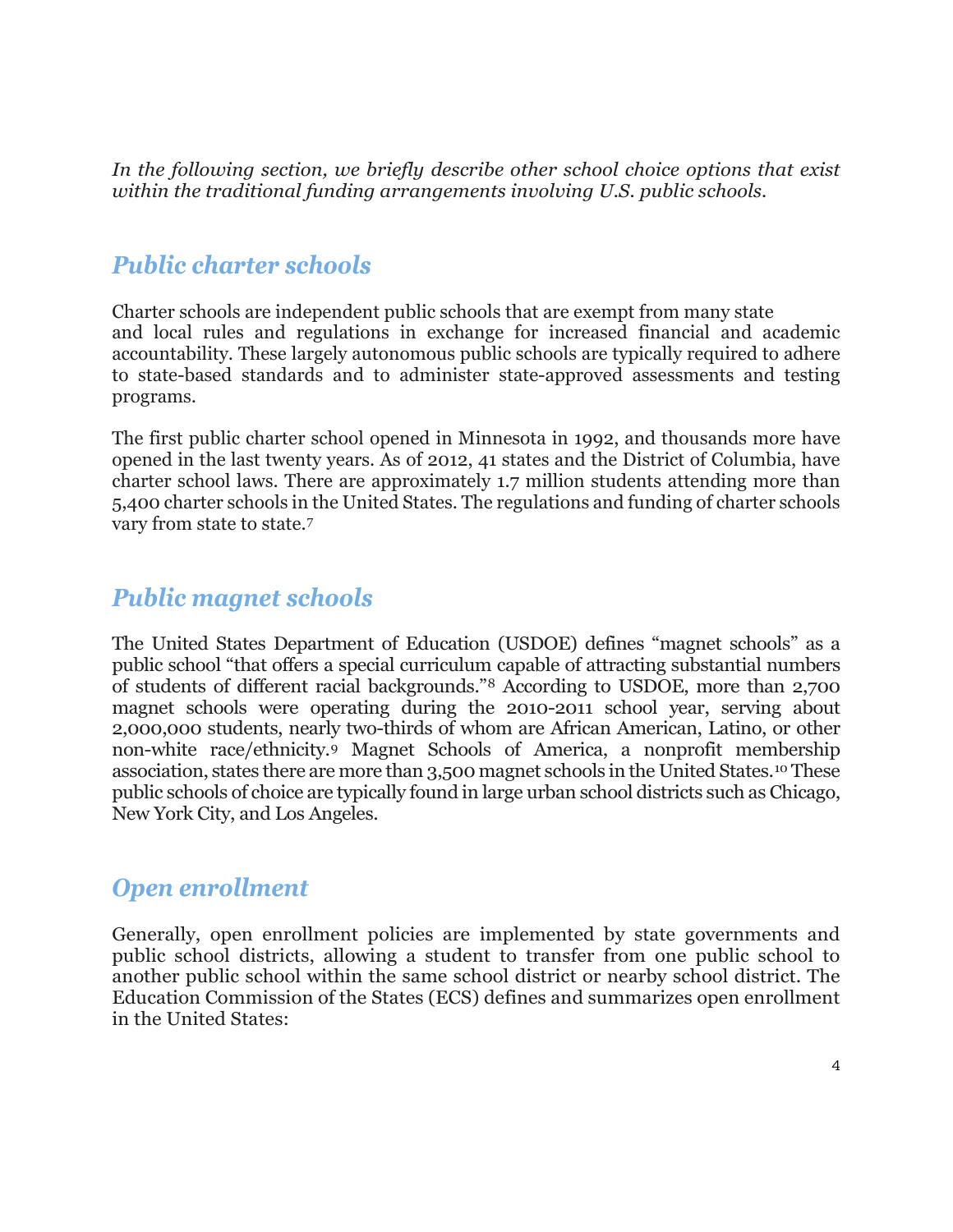*In the following section, we briefly describe other school choice options that exist within the traditional funding arrangements involving U.S. public schools.*

## *Public charter schools*

Charter schools are independent public schools that are exempt from many state and local rules and regulations in exchange for increased financial and academic accountability. These largely autonomous public schools are typically required to adhere to state-based standards and to administer state-approved assessments and testing programs.

The first public charter school opened in Minnesota in 1992, and thousands more have opened in the last twenty years. As of 2012, 41 states and the District of Columbia, have charter school laws. There are approximately 1.7 million students attending more than 5,400 charter schools in the United States. The regulations and funding of charter schools vary from state to state.[7]

## *Public magnet schools*

The United States Department of Education (USDOE) defines "magnet schools" as a public school "that offers a special curriculum capable of attracting substantial numbers of students of different racial backgrounds."[8] According to USDOE, more than 2,700 magnet schools were operating during the 2010-2011 school year, serving about 2,000,000 students, nearly two-thirds of whom are African American, Latino, or other non-white race/ethnicity.[9] Magnet Schools of America, a nonprofit membership association, states there are more than 3,500 magnet schools in the United States.[10] These public schools of choice are typically found in large urban school districts such as Chicago, New York City, and Los Angeles.

## *Open enrollment*

Generally, open enrollment policies are implemented by state governments and public school districts, allowing a student to transfer from one public school to another public school within the same school district or nearby school district. The Education Commission of the States (ECS) defines and summarizes open enrollment in the United States: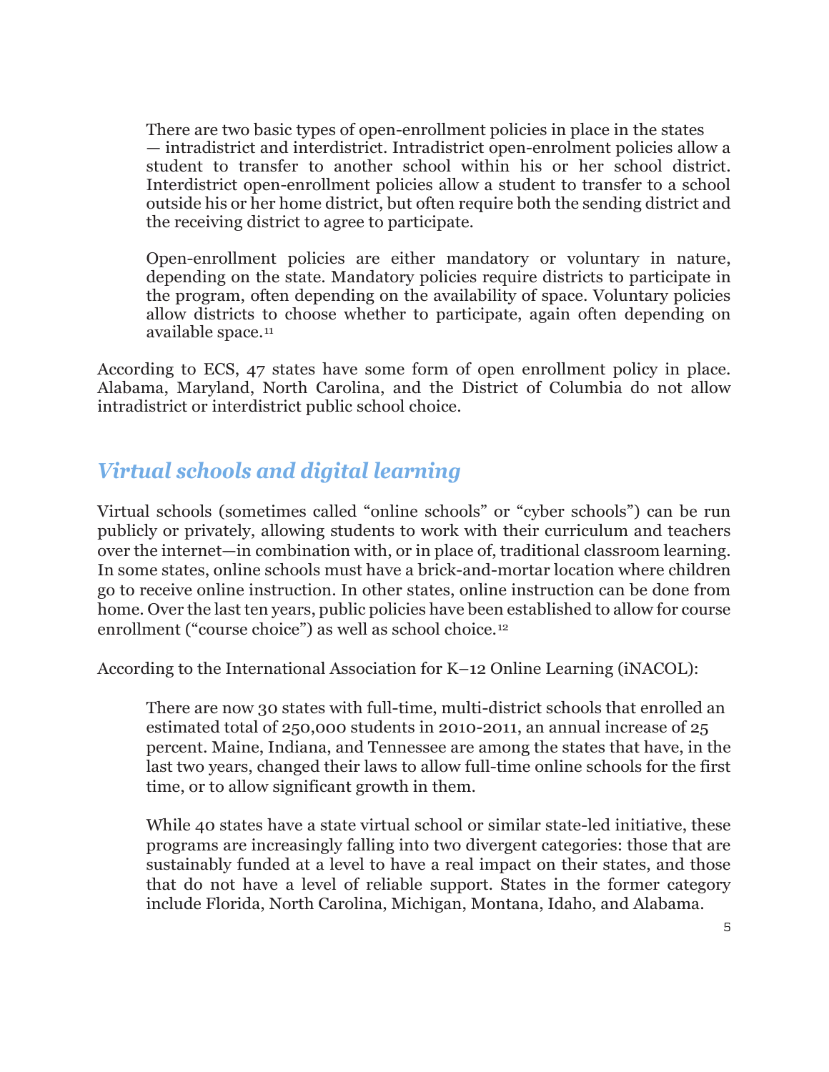> There are two basic types of open-enrollment policies in place in the states — intradistrict and interdistrict. Intradistrict open-enrolment policies allow a student to transfer to another school within his or her school district. Interdistrict open-enrollment policies allow a student to transfer to a school outside his or her home district, but often require both the sending district and the receiving district to agree to participate.
>
> Open-enrollment policies are either mandatory or voluntary in nature, depending on the state. Mandatory policies require districts to participate in the program, often depending on the availability of space. Voluntary policies allow districts to choose whether to participate, again often depending on available space.[11]

According to ECS, 47 states have some form of open enrollment policy in place. Alabama, Maryland, North Carolina, and the District of Columbia do not allow intradistrict or interdistrict public school choice.

## *Virtual schools and digital learning*

Virtual schools (sometimes called "online schools" or "cyber schools") can be run publicly or privately, allowing students to work with their curriculum and teachers over the internet—in combination with, or in place of, traditional classroom learning. In some states, online schools must have a brick-and-mortar location where children go to receive online instruction. In other states, online instruction can be done from home. Over the last ten years, public policies have been established to allow for course enrollment ("course choice") as well as school choice.[12]

According to the International Association for K–12 Online Learning (iNACOL):

> There are now 30 states with full-time, multi-district schools that enrolled an estimated total of 250,000 students in 2010-2011, an annual increase of 25 percent. Maine, Indiana, and Tennessee are among the states that have, in the last two years, changed their laws to allow full-time online schools for the first time, or to allow significant growth in them.
>
> While 40 states have a state virtual school or similar state-led initiative, these programs are increasingly falling into two divergent categories: those that are sustainably funded at a level to have a real impact on their states, and those that do not have a level of reliable support. States in the former category include Florida, North Carolina, Michigan, Montana, Idaho, and Alabama.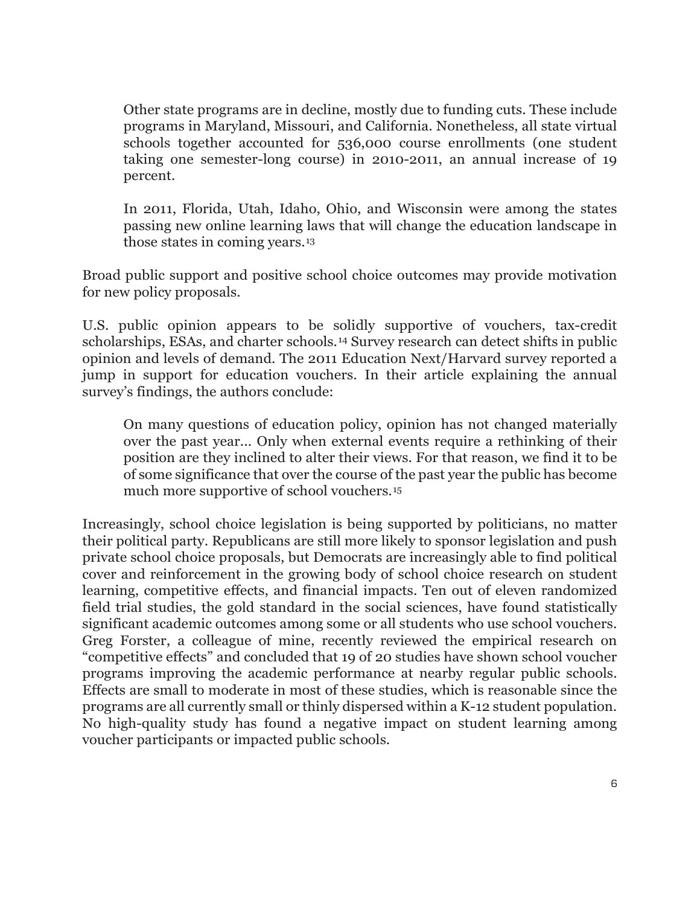> Other state programs are in decline, mostly due to funding cuts. These include programs in Maryland, Missouri, and California. Nonetheless, all state virtual schools together accounted for 536,000 course enrollments (one student taking one semester-long course) in 2010-2011, an annual increase of 19 percent.
>
> In 2011, Florida, Utah, Idaho, Ohio, and Wisconsin were among the states passing new online learning laws that will change the education landscape in those states in coming years.[13]

Broad public support and positive school choice outcomes may provide motivation for new policy proposals.

U.S. public opinion appears to be solidly supportive of vouchers, tax-credit scholarships, ESAs, and charter schools.[14] Survey research can detect shifts in public opinion and levels of demand. The 2011 Education Next/Harvard survey reported a jump in support for education vouchers. In their article explaining the annual survey's findings, the authors conclude:

> On many questions of education policy, opinion has not changed materially over the past year... Only when external events require a rethinking of their position are they inclined to alter their views. For that reason, we find it to be of some significance that over the course of the past year the public has become much more supportive of school vouchers.[15]

Increasingly, school choice legislation is being supported by politicians, no matter their political party. Republicans are still more likely to sponsor legislation and push private school choice proposals, but Democrats are increasingly able to find political cover and reinforcement in the growing body of school choice research on student learning, competitive effects, and financial impacts. Ten out of eleven randomized field trial studies, the gold standard in the social sciences, have found statistically significant academic outcomes among some or all students who use school vouchers. Greg Forster, a colleague of mine, recently reviewed the empirical research on "competitive effects" and concluded that 19 of 20 studies have shown school voucher programs improving the academic performance at nearby regular public schools. Effects are small to moderate in most of these studies, which is reasonable since the programs are all currently small or thinly dispersed within a K-12 student population. No high-quality study has found a negative impact on student learning among voucher participants or impacted public schools.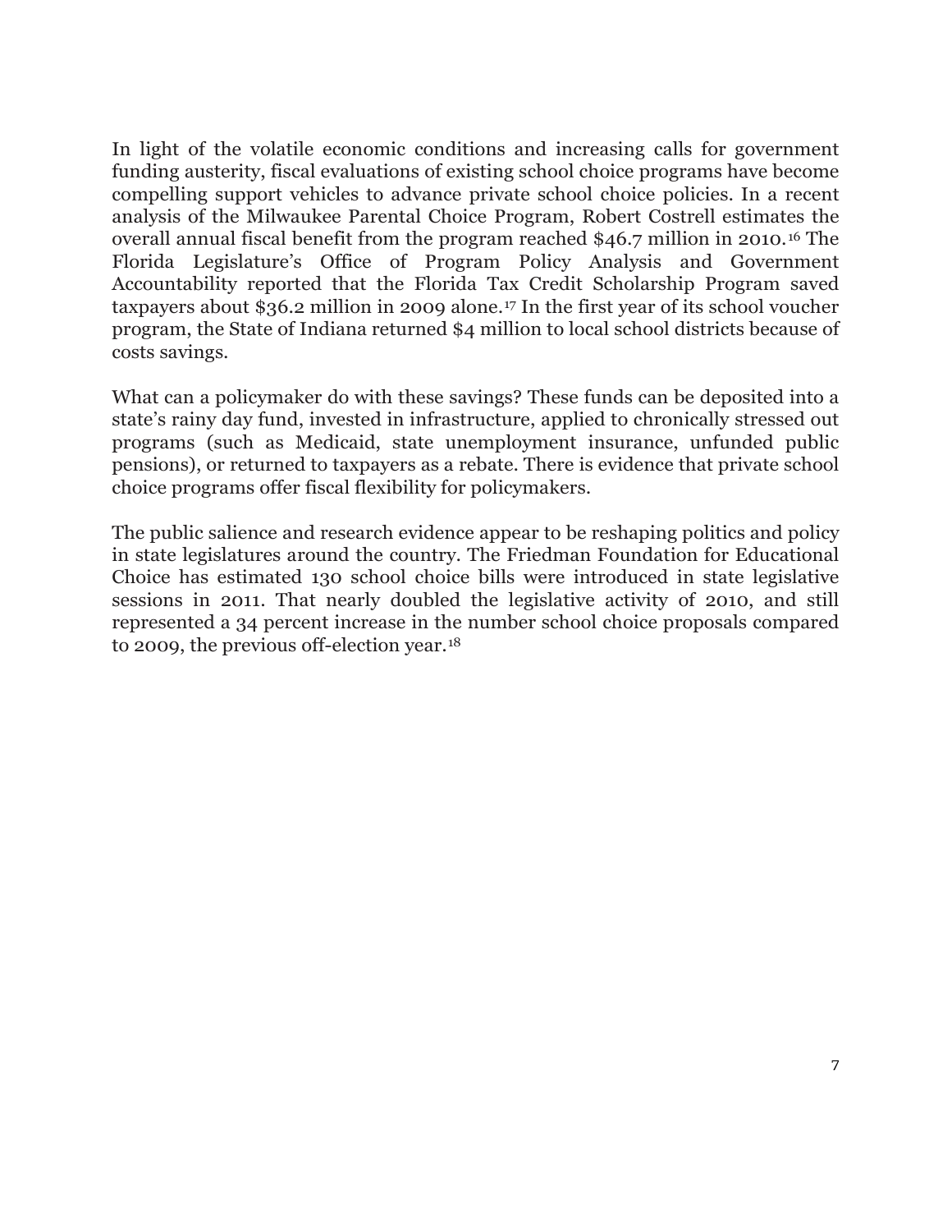In light of the volatile economic conditions and increasing calls for government funding austerity, fiscal evaluations of existing school choice programs have become compelling support vehicles to advance private school choice policies. In a recent analysis of the Milwaukee Parental Choice Program, Robert Costrell estimates the overall annual fiscal benefit from the program reached $46.7 million in 2010.[16] The Florida Legislature's Office of Program Policy Analysis and Government Accountability reported that the Florida Tax Credit Scholarship Program saved taxpayers about $36.2 million in 2009 alone.[17] In the first year of its school voucher program, the State of Indiana returned $4 million to local school districts because of costs savings.

What can a policymaker do with these savings? These funds can be deposited into a state's rainy day fund, invested in infrastructure, applied to chronically stressed out programs (such as Medicaid, state unemployment insurance, unfunded public pensions), or returned to taxpayers as a rebate. There is evidence that private school choice programs offer fiscal flexibility for policymakers.

The public salience and research evidence appear to be reshaping politics and policy in state legislatures around the country. The Friedman Foundation for Educational Choice has estimated 130 school choice bills were introduced in state legislative sessions in 2011. That nearly doubled the legislative activity of 2010, and still represented a 34 percent increase in the number school choice proposals compared to 2009, the previous off-election year.[18]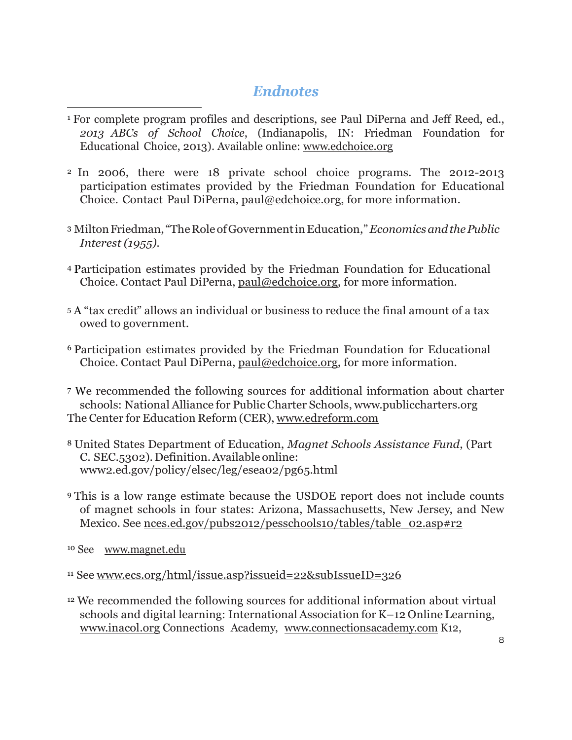## *Endnotes*

[1] For complete program profiles and descriptions, see Paul DiPerna and Jeff Reed, ed., *2013 ABCs of School Choice*, (Indianapolis, IN: Friedman Foundation for Educational Choice, 2013). Available online: www.edchoice.org

[2] In 2006, there were 18 private school choice programs. The 2012-2013 participation estimates provided by the Friedman Foundation for Educational Choice. Contact Paul DiPerna, paul@edchoice.org, for more information.

[3] Milton Friedman, "The Role of Government in Education," *Economics and the Public Interest (1955)*.

[4] Participation estimates provided by the Friedman Foundation for Educational Choice. Contact Paul DiPerna, paul@edchoice.org, for more information.

[5] A "tax credit" allows an individual or business to reduce the final amount of a tax owed to government.

[6] Participation estimates provided by the Friedman Foundation for Educational Choice. Contact Paul DiPerna, paul@edchoice.org, for more information.

[7] We recommended the following sources for additional information about charter schools: National Alliance for Public Charter Schools, www.publiccharters.org The Center for Education Reform (CER), www.edreform.com

[8] United States Department of Education, *Magnet Schools Assistance Fund*, (Part C. SEC.5302). Definition. Available online: www2.ed.gov/policy/elsec/leg/esea02/pg65.html

[9] This is a low range estimate because the USDOE report does not include counts of magnet schools in four states: Arizona, Massachusetts, New Jersey, and New Mexico. See nces.ed.gov/pubs2012/pesschools10/tables/table_02.asp#r2

[10] See www.magnet.edu

[11] See www.ecs.org/html/issue.asp?issueid=22&subIssueID=326

[12] We recommended the following sources for additional information about virtual schools and digital learning: International Association for K–12 Online Learning, www.inacol.org Connections Academy, www.connectionsacademy.com K12,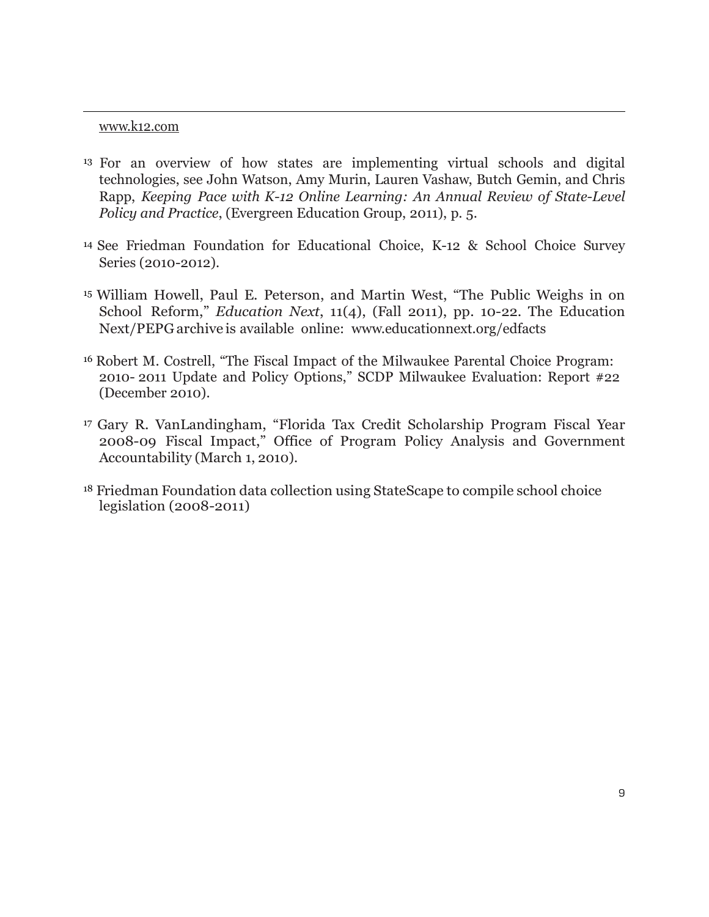www.k12.com

[13] For an overview of how states are implementing virtual schools and digital technologies, see John Watson, Amy Murin, Lauren Vashaw, Butch Gemin, and Chris Rapp, *Keeping Pace with K-12 Online Learning: An Annual Review of State-Level Policy and Practice*, (Evergreen Education Group, 2011), p. 5.

[14] See Friedman Foundation for Educational Choice, K-12 & School Choice Survey Series (2010-2012).

[15] William Howell, Paul E. Peterson, and Martin West, "The Public Weighs in on School Reform," *Education Next*, 11(4), (Fall 2011), pp. 10-22. The Education Next/PEPG archive is available online: www.educationnext.org/edfacts

[16] Robert M. Costrell, "The Fiscal Impact of the Milwaukee Parental Choice Program: 2010- 2011 Update and Policy Options," SCDP Milwaukee Evaluation: Report #22 (December 2010).

[17] Gary R. VanLandingham, "Florida Tax Credit Scholarship Program Fiscal Year 2008-09 Fiscal Impact," Office of Program Policy Analysis and Government Accountability (March 1, 2010).

[18] Friedman Foundation data collection using StateScape to compile school choice legislation (2008-2011)